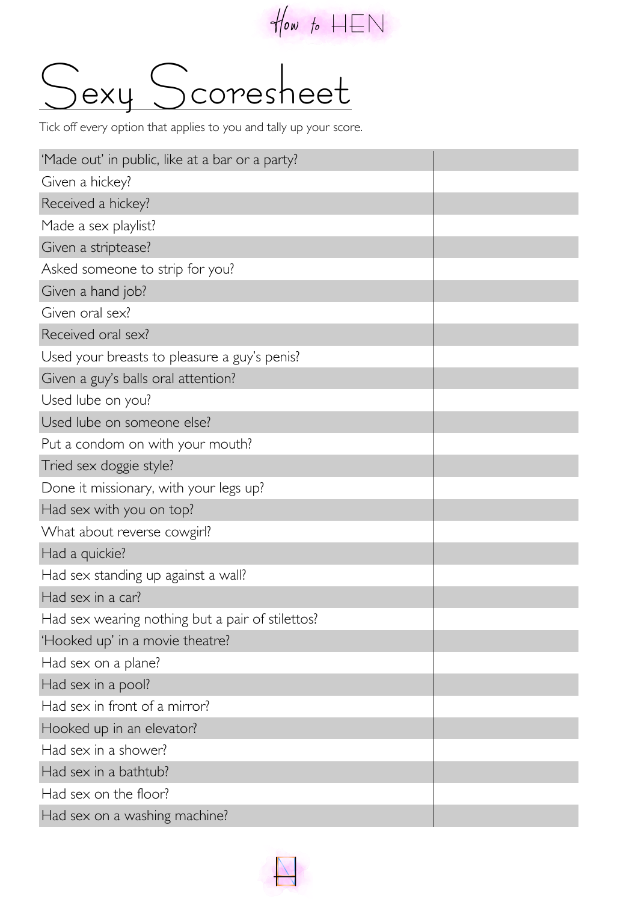# Sexy Scoresheet

Tick off every option that applies to you and tally up your score.

| | |
|---|---|
| 'Made out' in public, like at a bar or a party? | |
| Given a hickey? | |
| Received a hickey? | |
| Made a sex playlist? | |
| Given a striptease? | |
| Asked someone to strip for you? | |
| Given a hand job? | |
| Given oral sex? | |
| Received oral sex? | |
| Used your breasts to pleasure a guy's penis? | |
| Given a guy's balls oral attention? | |
| Used lube on you? | |
| Used lube on someone else? | |
| Put a condom on with your mouth? | |
| Tried sex doggie style? | |
| Done it missionary, with your legs up? | |
| Had sex with you on top? | |
| What about reverse cowgirl? | |
| Had a quickie? | |
| Had sex standing up against a wall? | |
| Had sex in a car? | |
| Had sex wearing nothing but a pair of stilettos? | |
| 'Hooked up' in a movie theatre? | |
| Had sex on a plane? | |
| Had sex in a pool? | |
| Had sex in front of a mirror? | |
| Hooked up in an elevator? | |
| Had sex in a shower? | |
| Had sex in a bathtub? | |
| Had sex on the floor? | |
| Had sex on a washing machine? | |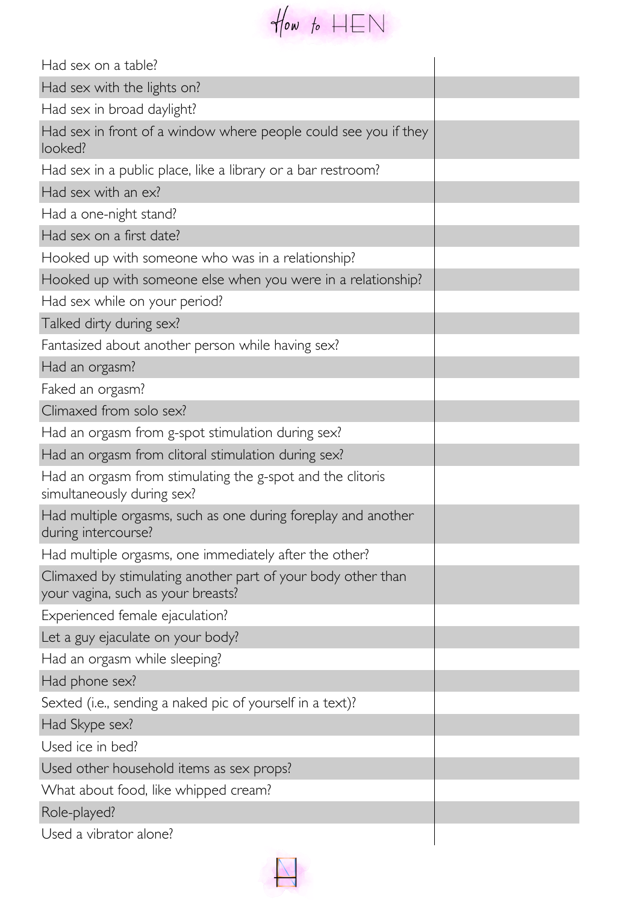| | |
|---|---|
| Had sex on a table? | |
| Had sex with the lights on? | |
| Had sex in broad daylight? | |
| Had sex in front of a window where people could see you if they looked? | |
| Had sex in a public place, like a library or a bar restroom? | |
| Had sex with an ex? | |
| Had a one-night stand? | |
| Had sex on a first date? | |
| Hooked up with someone who was in a relationship? | |
| Hooked up with someone else when you were in a relationship? | |
| Had sex while on your period? | |
| Talked dirty during sex? | |
| Fantasized about another person while having sex? | |
| Had an orgasm? | |
| Faked an orgasm? | |
| Climaxed from solo sex? | |
| Had an orgasm from g-spot stimulation during sex? | |
| Had an orgasm from clitoral stimulation during sex? | |
| Had an orgasm from stimulating the g-spot and the clitoris simultaneously during sex? | |
| Had multiple orgasms, such as one during foreplay and another during intercourse? | |
| Had multiple orgasms, one immediately after the other? | |
| Climaxed by stimulating another part of your body other than your vagina, such as your breasts? | |
| Experienced female ejaculation? | |
| Let a guy ejaculate on your body? | |
| Had an orgasm while sleeping? | |
| Had phone sex? | |
| Sexted (i.e., sending a naked pic of yourself in a text)? | |
| Had Skype sex? | |
| Used ice in bed? | |
| Used other household items as sex props? | |
| What about food, like whipped cream? | |
| Role-played? | |
| Used a vibrator alone? | |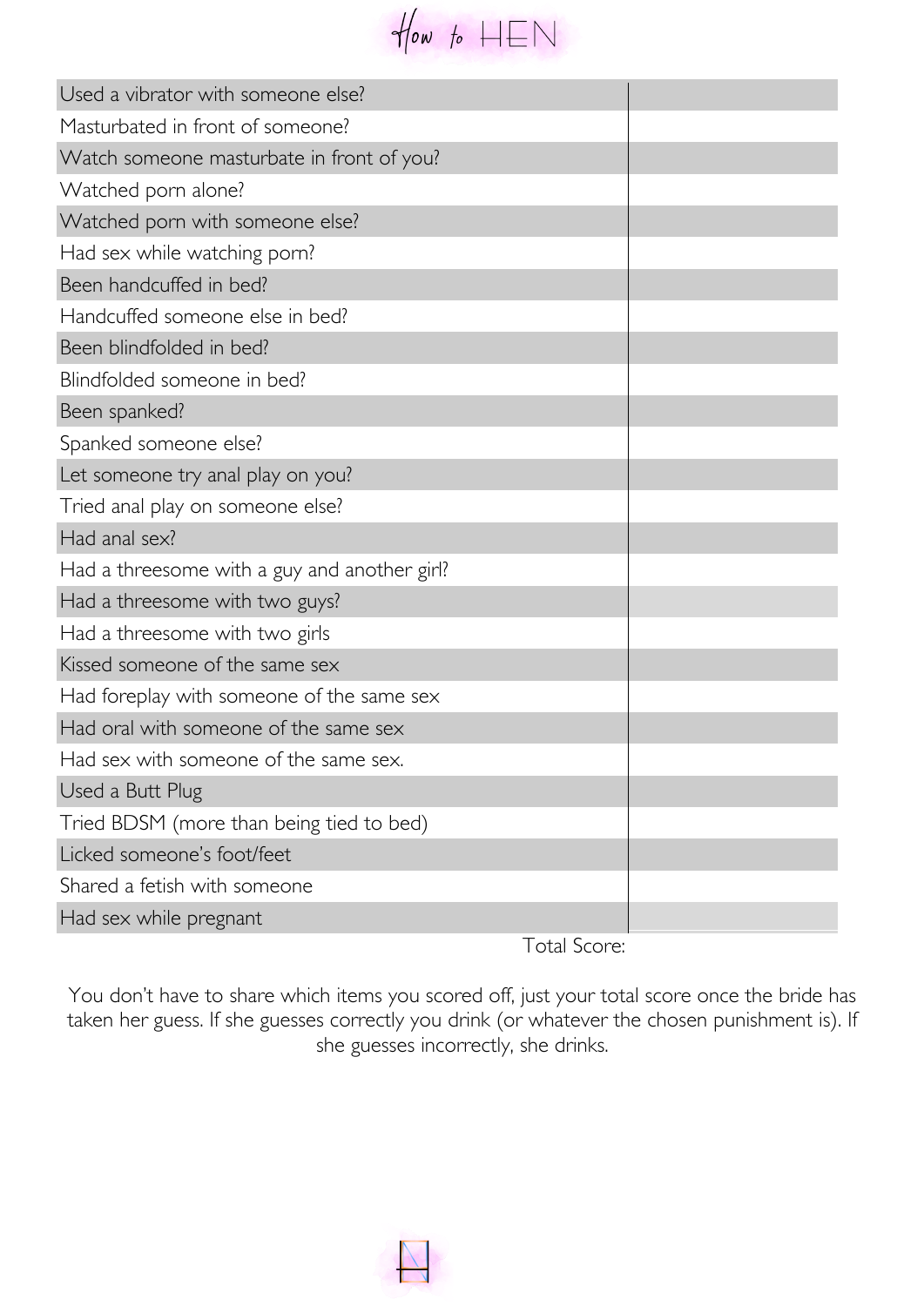| | |
|---|---|
| Used a vibrator with someone else? | |
| Masturbated in front of someone? | |
| Watch someone masturbate in front of you? | |
| Watched porn alone? | |
| Watched porn with someone else? | |
| Had sex while watching porn? | |
| Been handcuffed in bed? | |
| Handcuffed someone else in bed? | |
| Been blindfolded in bed? | |
| Blindfolded someone in bed? | |
| Been spanked? | |
| Spanked someone else? | |
| Let someone try anal play on you? | |
| Tried anal play on someone else? | |
| Had anal sex? | |
| Had a threesome with a guy and another girl? | |
| Had a threesome with two guys? | |
| Had a threesome with two girls | |
| Kissed someone of the same sex | |
| Had foreplay with someone of the same sex | |
| Had oral with someone of the same sex | |
| Had sex with someone of the same sex. | |
| Used a Butt Plug | |
| Tried BDSM (more than being tied to bed) | |
| Licked someone's foot/feet | |
| Shared a fetish with someone | |
| Had sex while pregnant | |
| Total Score: | |

You don't have to share which items you scored off, just your total score once the bride has taken her guess. If she guesses correctly you drink (or whatever the chosen punishment is). If she guesses incorrectly, she drinks.